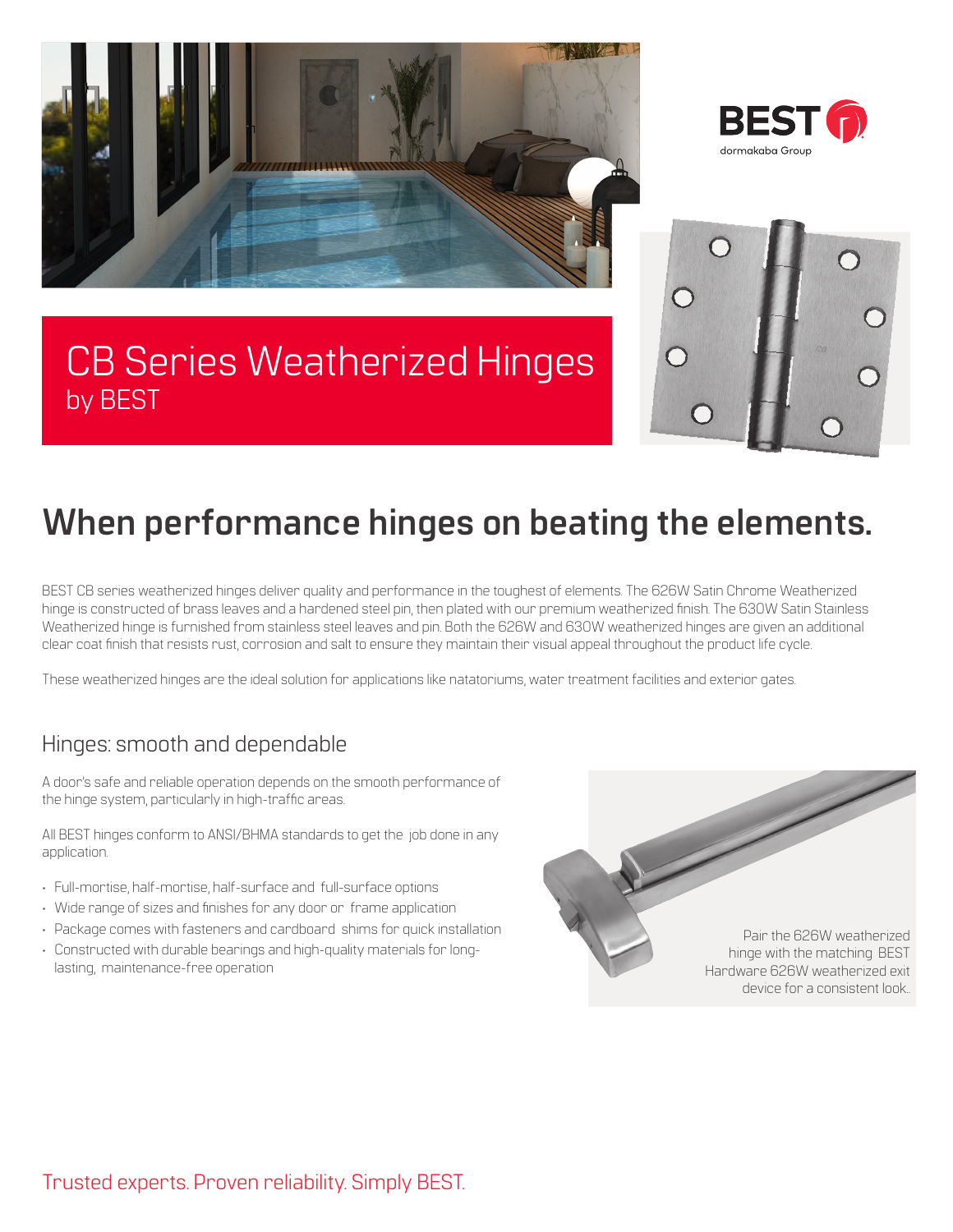# CB Series Weatherized Hinges

by BEST

## When performance hinges on beating the elements.

BEST CB series weatherized hinges deliver quality and performance in the toughest of elements. The 626W Satin Chrome Weatherized hinge is constructed of brass leaves and a hardened steel pin, then plated with our premium weatherized finish. The 630W Satin Stainless Weatherized hinge is furnished from stainless steel leaves and pin. Both the 626W and 630W weatherized hinges are given an additional clear coat finish that resists rust, corrosion and salt to ensure they maintain their visual appeal throughout the product life cycle.

These weatherized hinges are the ideal solution for applications like natatoriums, water treatment facilities and exterior gates.

### Hinges: smooth and dependable

A door's safe and reliable operation depends on the smooth performance of the hinge system, particularly in high-traffic areas.

All BEST hinges conform to ANSI/BHMA standards to get the job done in any application.

- Full-mortise, half-mortise, half-surface and full-surface options
- Wide range of sizes and finishes for any door or frame application
- Package comes with fasteners and cardboard shims for quick installation
- Constructed with durable bearings and high-quality materials for long-lasting, maintenance-free operation

Pair the 626W weatherized hinge with the matching BEST Hardware 626W weatherized exit device for a consistent look.

Trusted experts. Proven reliability. Simply BEST.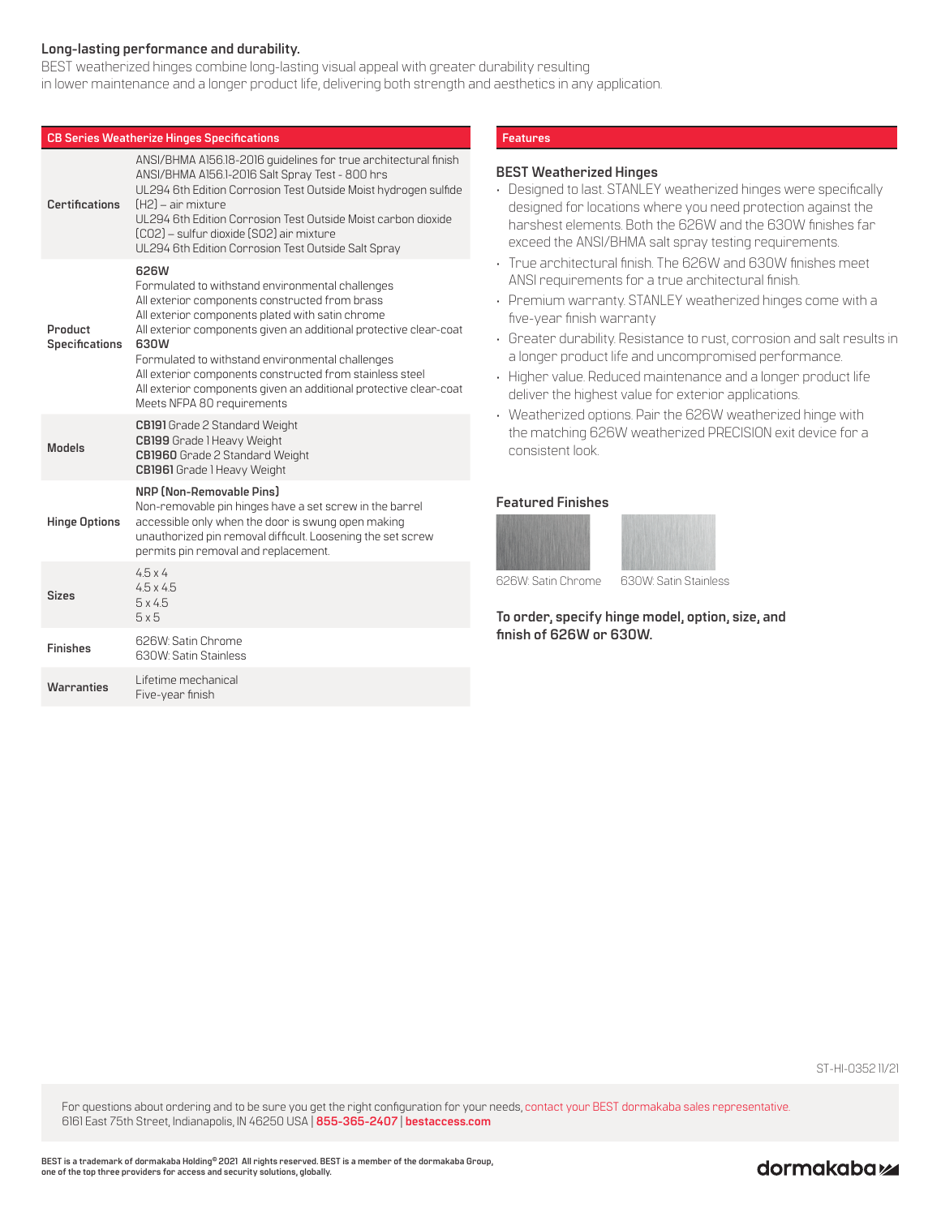## Long-lasting performance and durability.

BEST weatherized hinges combine long-lasting visual appeal with greater durability resulting in lower maintenance and a longer product life, delivering both strength and aesthetics in any application.

| CB Series Weatherize Hinges Specifications | |
|---|---|
| **Certifications** | ANSI/BHMA A156.18-2016 guidelines for true architectural finish<br>ANSI/BHMA A156.1-2016 Salt Spray Test - 800 hrs<br>UL294 6th Edition Corrosion Test Outside Moist hydrogen sulfide (H2) – air mixture<br>UL294 6th Edition Corrosion Test Outside Moist carbon dioxide (CO2) – sulfur dioxide (SO2) air mixture<br>UL294 6th Edition Corrosion Test Outside Salt Spray |
| **Product Specifications** | **626W**<br>Formulated to withstand environmental challenges<br>All exterior components constructed from brass<br>All exterior components plated with satin chrome<br>All exterior components given an additional protective clear-coat<br>**630W**<br>Formulated to withstand environmental challenges<br>All exterior components constructed from stainless steel<br>All exterior components given an additional protective clear-coat<br>Meets NFPA 80 requirements |
| **Models** | **CB191** Grade 2 Standard Weight<br>**CB199** Grade 1 Heavy Weight<br>**CB1960** Grade 2 Standard Weight<br>**CB1961** Grade 1 Heavy Weight |
| **Hinge Options** | **NRP (Non-Removable Pins)**<br>Non-removable pin hinges have a set screw in the barrel accessible only when the door is swung open making unauthorized pin removal difficult. Loosening the set screw permits pin removal and replacement. |
| **Sizes** | 4.5 x 4<br>4.5 x 4.5<br>5 x 4.5<br>5 x 5 |
| **Finishes** | 626W: Satin Chrome<br>630W: Satin Stainless |
| **Warranties** | Lifetime mechanical<br>Five-year finish |

## Features

### BEST Weatherized Hinges

- Designed to last. STANLEY weatherized hinges were specifically designed for locations where you need protection against the harshest elements. Both the 626W and the 630W finishes far exceed the ANSI/BHMA salt spray testing requirements.
- True architectural finish. The 626W and 630W finishes meet ANSI requirements for a true architectural finish.
- Premium warranty. STANLEY weatherized hinges come with a five-year finish warranty
- Greater durability. Resistance to rust, corrosion and salt results in a longer product life and uncompromised performance.
- Higher value. Reduced maintenance and a longer product life deliver the highest value for exterior applications.
- Weatherized options. Pair the 626W weatherized hinge with the matching 626W weatherized PRECISION exit device for a consistent look.

### Featured Finishes

626W: Satin Chrome

630W: Satin Stainless

**To order, specify hinge model, option, size, and finish of 626W or 630W.**

ST-HI-0352 11/21

For questions about ordering and to be sure you get the right configuration for your needs, contact your BEST dormakaba sales representative.
6161 East 75th Street, Indianapolis, IN 46250 USA | **855-365-2407** | **bestaccess.com**

**BEST is a trademark of dormakaba Holding® 2021 All rights reserved. BEST is a member of the dormakaba Group, one of the top three providers for access and security solutions, globally.**

dormakaba